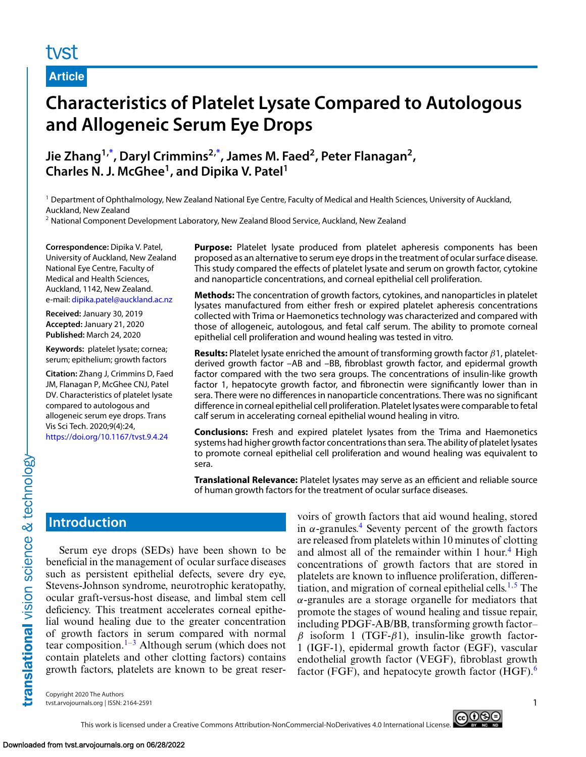Article

# Characteristics of Platelet Lysate Compared to Autologous and Allogeneic Serum Eye Drops

**Jie Zhang[1,*], Daryl Crimmins[2,*], James M. Faed[2], Peter Flanagan[2], Charles N. J. McGhee[1], and Dipika V. Patel[1]**

[1] Department of Ophthalmology, New Zealand National Eye Centre, Faculty of Medical and Health Sciences, University of Auckland, Auckland, New Zealand
[2] National Component Development Laboratory, New Zealand Blood Service, Auckland, New Zealand

**Correspondence:** Dipika V. Patel, University of Auckland, New Zealand National Eye Centre, Faculty of Medical and Health Sciences, Auckland, 1142, New Zealand. e-mail: dipika.patel@auckland.ac.nz

**Received:** January 30, 2019
**Accepted:** January 21, 2020
**Published:** March 24, 2020

**Keywords:** platelet lysate; cornea; serum; epithelium; growth factors

**Citation:** Zhang J, Crimmins D, Faed JM, Flanagan P, McGhee CNJ, Patel DV. Characteristics of platelet lysate compared to autologous and allogeneic serum eye drops. Trans Vis Sci Tech. 2020;9(4):24, https://doi.org/10.1167/tvst.9.4.24

**Purpose:** Platelet lysate produced from platelet apheresis components has been proposed as an alternative to serum eye drops in the treatment of ocular surface disease. This study compared the effects of platelet lysate and serum on growth factor, cytokine and nanoparticle concentrations, and corneal epithelial cell proliferation.

**Methods:** The concentration of growth factors, cytokines, and nanoparticles in platelet lysates manufactured from either fresh or expired platelet apheresis concentrations collected with Trima or Haemonetics technology was characterized and compared with those of allogeneic, autologous, and fetal calf serum. The ability to promote corneal epithelial cell proliferation and wound healing was tested in vitro.

**Results:** Platelet lysate enriched the amount of transforming growth factor $\beta$1, platelet-derived growth factor –AB and –BB, fibroblast growth factor, and epidermal growth factor compared with the two sera groups. The concentrations of insulin-like growth factor 1, hepatocyte growth factor, and fibronectin were significantly lower than in sera. There were no differences in nanoparticle concentrations. There was no significant difference in corneal epithelial cell proliferation. Platelet lysates were comparable to fetal calf serum in accelerating corneal epithelial wound healing in vitro.

**Conclusions:** Fresh and expired platelet lysates from the Trima and Haemonetics systems had higher growth factor concentrations than sera. The ability of platelet lysates to promote corneal epithelial cell proliferation and wound healing was equivalent to sera.

**Translational Relevance:** Platelet lysates may serve as an efficient and reliable source of human growth factors for the treatment of ocular surface diseases.

## Introduction

Serum eye drops (SEDs) have been shown to be beneficial in the management of ocular surface diseases such as persistent epithelial defects, severe dry eye, Stevens-Johnson syndrome, neurotrophic keratopathy, ocular graft-versus-host disease, and limbal stem cell deficiency. This treatment accelerates corneal epithelial wound healing due to the greater concentration of growth factors in serum compared with normal tear composition.[1–3] Although serum (which does not contain platelets and other clotting factors) contains growth factors, platelets are known to be great reservoirs of growth factors that aid wound healing, stored in $\alpha$-granules.[4] Seventy percent of the growth factors are released from platelets within 10 minutes of clotting and almost all of the remainder within 1 hour.[4] High concentrations of growth factors that are stored in platelets are known to influence proliferation, differentiation, and migration of corneal epithelial cells.[1,5] The $\alpha$-granules are a storage organelle for mediators that promote the stages of wound healing and tissue repair, including PDGF-AB/BB, transforming growth factor–$\beta$ isoform 1 (TGF-$\beta$1), insulin-like growth factor-1 (IGF-1), epidermal growth factor (EGF), vascular endothelial growth factor (VEGF), fibroblast growth factor (FGF), and hepatocyte growth factor (HGF).[6]

Copyright 2020 The Authors
tvst.arvojournals.org | ISSN: 2164-2591

This work is licensed under a Creative Commons Attribution-NonCommercial-NoDerivatives 4.0 International License.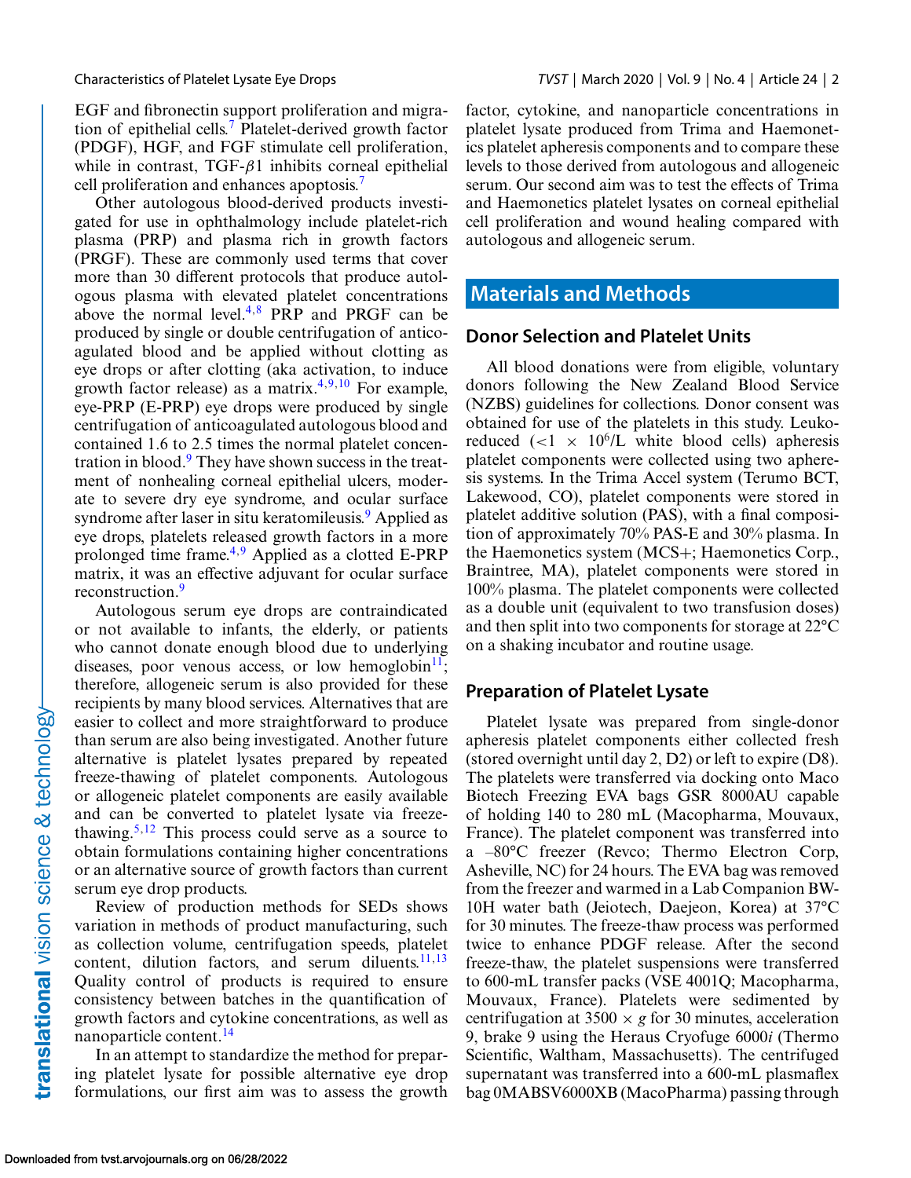EGF and fibronectin support proliferation and migration of epithelial cells.[7] Platelet-derived growth factor (PDGF), HGF, and FGF stimulate cell proliferation, while in contrast, TGF-$\beta$1 inhibits corneal epithelial cell proliferation and enhances apoptosis.[7]

Other autologous blood-derived products investigated for use in ophthalmology include platelet-rich plasma (PRP) and plasma rich in growth factors (PRGF). These are commonly used terms that cover more than 30 different protocols that produce autologous plasma with elevated platelet concentrations above the normal level.[4,8] PRP and PRGF can be produced by single or double centrifugation of anticoagulated blood and be applied without clotting as eye drops or after clotting (aka activation, to induce growth factor release) as a matrix.[4,9,10] For example, eye-PRP (E-PRP) eye drops were produced by single centrifugation of anticoagulated autologous blood and contained 1.6 to 2.5 times the normal platelet concentration in blood.[9] They have shown success in the treatment of nonhealing corneal epithelial ulcers, moderate to severe dry eye syndrome, and ocular surface syndrome after laser in situ keratomileusis.[9] Applied as eye drops, platelets released growth factors in a more prolonged time frame.[4,9] Applied as a clotted E-PRP matrix, it was an effective adjuvant for ocular surface reconstruction.[9]

Autologous serum eye drops are contraindicated or not available to infants, the elderly, or patients who cannot donate enough blood due to underlying diseases, poor venous access, or low hemoglobin[11]; therefore, allogeneic serum is also provided for these recipients by many blood services. Alternatives that are easier to collect and more straightforward to produce than serum are also being investigated. Another future alternative is platelet lysates prepared by repeated freeze-thawing of platelet components. Autologous or allogeneic platelet components are easily available and can be converted to platelet lysate via freeze-thawing.[5,12] This process could serve as a source to obtain formulations containing higher concentrations or an alternative source of growth factors than current serum eye drop products.

Review of production methods for SEDs shows variation in methods of product manufacturing, such as collection volume, centrifugation speeds, platelet content, dilution factors, and serum diluents.[11,13] Quality control of products is required to ensure consistency between batches in the quantification of growth factors and cytokine concentrations, as well as nanoparticle content.[14]

In an attempt to standardize the method for preparing platelet lysate for possible alternative eye drop formulations, our first aim was to assess the growth factor, cytokine, and nanoparticle concentrations in platelet lysate produced from Trima and Haemonetics platelet apheresis components and to compare these levels to those derived from autologous and allogeneic serum. Our second aim was to test the effects of Trima and Haemonetics platelet lysates on corneal epithelial cell proliferation and wound healing compared with autologous and allogeneic serum.

## Materials and Methods

### Donor Selection and Platelet Units

All blood donations were from eligible, voluntary donors following the New Zealand Blood Service (NZBS) guidelines for collections. Donor consent was obtained for use of the platelets in this study. Leukoreduced ($<1 \times 10^6$/L white blood cells) apheresis platelet components were collected using two apheresis systems. In the Trima Accel system (Terumo BCT, Lakewood, CO), platelet components were stored in platelet additive solution (PAS), with a final composition of approximately 70% PAS-E and 30% plasma. In the Haemonetics system (MCS+; Haemonetics Corp., Braintree, MA), platelet components were stored in 100% plasma. The platelet components were collected as a double unit (equivalent to two transfusion doses) and then split into two components for storage at 22°C on a shaking incubator and routine usage.

### Preparation of Platelet Lysate

Platelet lysate was prepared from single-donor apheresis platelet components either collected fresh (stored overnight until day 2, D2) or left to expire (D8). The platelets were transferred via docking onto Maco Biotech Freezing EVA bags GSR 8000AU capable of holding 140 to 280 mL (Macopharma, Mouvaux, France). The platelet component was transferred into a –80°C freezer (Revco; Thermo Electron Corp, Asheville, NC) for 24 hours. The EVA bag was removed from the freezer and warmed in a Lab Companion BW-10H water bath (Jeiotech, Daejeon, Korea) at 37°C for 30 minutes. The freeze-thaw process was performed twice to enhance PDGF release. After the second freeze-thaw, the platelet suspensions were transferred to 600-mL transfer packs (VSE 4001Q; Macopharma, Mouvaux, France). Platelets were sedimented by centrifugation at 3500 × *g* for 30 minutes, acceleration 9, brake 9 using the Heraus Cryofuge 6000*i* (Thermo Scientific, Waltham, Massachusetts). The centrifuged supernatant was transferred into a 600-mL plasmaflex bag 0MABSV6000XB (MacoPharma) passing through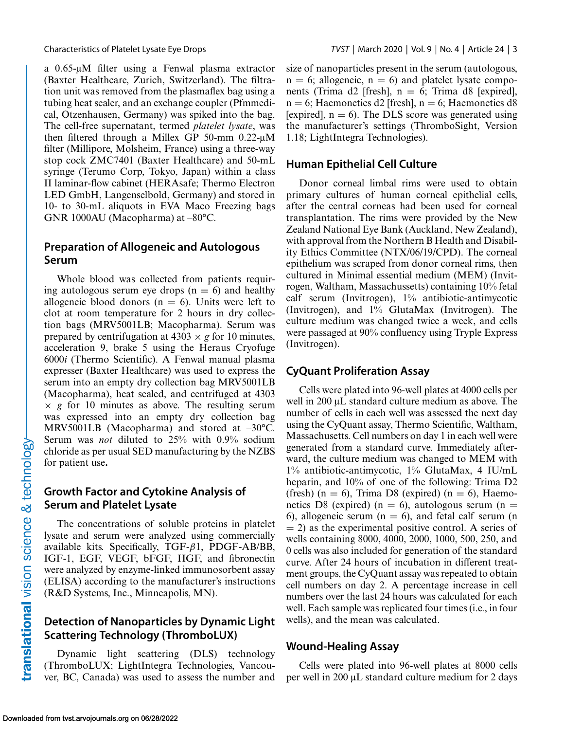a 0.65-μM filter using a Fenwal plasma extractor (Baxter Healthcare, Zurich, Switzerland). The filtration unit was removed from the plasmaflex bag using a tubing heat sealer, and an exchange coupler (Pfmmedical, Otzenhausen, Germany) was spiked into the bag. The cell-free supernatant, termed *platelet lysate*, was then filtered through a Millex GP 50-mm 0.22-μM filter (Millipore, Molsheim, France) using a three-way stop cock ZMC7401 (Baxter Healthcare) and 50-mL syringe (Terumo Corp, Tokyo, Japan) within a class II laminar-flow cabinet (HERAsafe; Thermo Electron LED GmbH, Langenselbold, Germany) and stored in 10- to 30-mL aliquots in EVA Maco Freezing bags GNR 1000AU (Macopharma) at –80°C.

## Preparation of Allogeneic and Autologous Serum

Whole blood was collected from patients requiring autologous serum eye drops ($n = 6$) and healthy allogeneic blood donors ($n = 6$). Units were left to clot at room temperature for 2 hours in dry collection bags (MRV5001LB; Macopharma). Serum was prepared by centrifugation at $4303 \times g$ for 10 minutes, acceleration 9, brake 5 using the Heraus Cryofuge 6000*i* (Thermo Scientific). A Fenwal manual plasma expresser (Baxter Healthcare) was used to express the serum into an empty dry collection bag MRV5001LB (Macopharma), heat sealed, and centrifuged at $4303 \times g$ for 10 minutes as above. The resulting serum was expressed into an empty dry collection bag MRV5001LB (Macopharma) and stored at –30°C. Serum was *not* diluted to 25% with 0.9% sodium chloride as per usual SED manufacturing by the NZBS for patient use**.**

## Growth Factor and Cytokine Analysis of Serum and Platelet Lysate

The concentrations of soluble proteins in platelet lysate and serum were analyzed using commercially available kits. Specifically, TGF-$\beta$1, PDGF-AB/BB, IGF-1, EGF, VEGF, bFGF, HGF, and fibronectin were analyzed by enzyme-linked immunosorbent assay (ELISA) according to the manufacturer's instructions (R&D Systems, Inc., Minneapolis, MN).

## Detection of Nanoparticles by Dynamic Light Scattering Technology (ThromboLUX)

Dynamic light scattering (DLS) technology (ThromboLUX; LightIntegra Technologies, Vancouver, BC, Canada) was used to assess the number and size of nanoparticles present in the serum (autologous, $n = 6$; allogeneic, $n = 6$) and platelet lysate components (Trima d2 [fresh], $n = 6$; Trima d8 [expired], $n = 6$; Haemonetics d2 [fresh], $n = 6$; Haemonetics d8 [expired], $n = 6$). The DLS score was generated using the manufacturer's settings (ThromboSight, Version 1.18; LightIntegra Technologies).

## Human Epithelial Cell Culture

Donor corneal limbal rims were used to obtain primary cultures of human corneal epithelial cells, after the central corneas had been used for corneal transplantation. The rims were provided by the New Zealand National Eye Bank (Auckland, New Zealand), with approval from the Northern B Health and Disability Ethics Committee (NTX/06/19/CPD). The corneal epithelium was scraped from donor corneal rims, then cultured in Minimal essential medium (MEM) (Invitrogen, Waltham, Massachussetts) containing 10% fetal calf serum (Invitrogen), 1% antibiotic-antimycotic (Invitrogen), and 1% GlutaMax (Invitrogen). The culture medium was changed twice a week, and cells were passaged at 90% confluency using Tryple Express (Invitrogen).

## CyQuant Proliferation Assay

Cells were plated into 96-well plates at 4000 cells per well in 200 μL standard culture medium as above. The number of cells in each well was assessed the next day using the CyQuant assay, Thermo Scientific, Waltham, Massachusetts. Cell numbers on day 1 in each well were generated from a standard curve. Immediately afterward, the culture medium was changed to MEM with 1% antibiotic-antimycotic, 1% GlutaMax, 4 IU/mL heparin, and 10% of one of the following: Trima D2 (fresh) ($n = 6$), Trima D8 (expired) ($n = 6$), Haemonetics D8 (expired) ($n = 6$), autologous serum ($n = 6$), allogeneic serum ($n = 6$), and fetal calf serum ($n = 2$) as the experimental positive control. A series of wells containing 8000, 4000, 2000, 1000, 500, 250, and 0 cells was also included for generation of the standard curve. After 24 hours of incubation in different treatment groups, the CyQuant assay was repeated to obtain cell numbers on day 2. A percentage increase in cell numbers over the last 24 hours was calculated for each well. Each sample was replicated four times (i.e., in four wells), and the mean was calculated.

## Wound-Healing Assay

Cells were plated into 96-well plates at 8000 cells per well in 200 μL standard culture medium for 2 days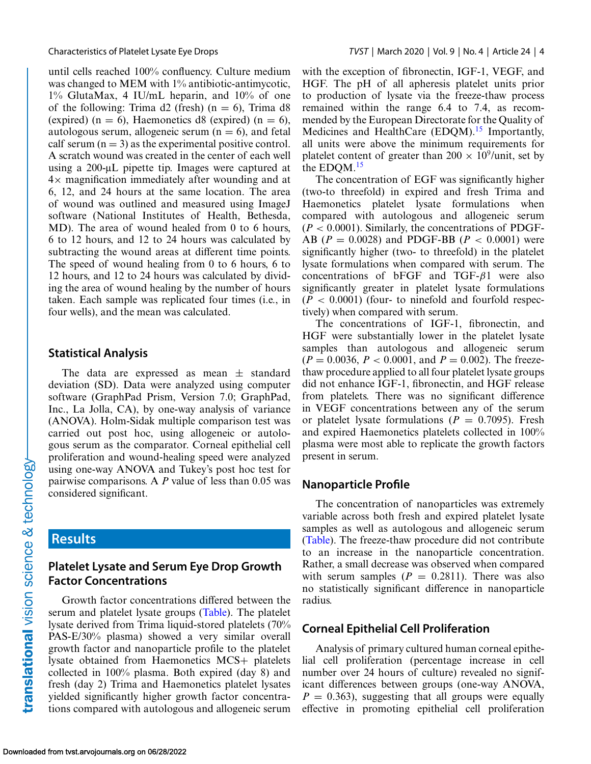until cells reached 100% confluency. Culture medium was changed to MEM with 1% antibiotic-antimycotic, 1% GlutaMax, 4 IU/mL heparin, and 10% of one of the following: Trima d2 (fresh) (n = 6), Trima d8 (expired) (n = 6), Haemonetics d8 (expired) (n = 6), autologous serum, allogeneic serum (n = 6), and fetal calf serum (n = 3) as the experimental positive control. A scratch wound was created in the center of each well using a 200-µL pipette tip. Images were captured at 4× magnification immediately after wounding and at 6, 12, and 24 hours at the same location. The area of wound was outlined and measured using ImageJ software (National Institutes of Health, Bethesda, MD). The area of wound healed from 0 to 6 hours, 6 to 12 hours, and 12 to 24 hours was calculated by subtracting the wound areas at different time points. The speed of wound healing from 0 to 6 hours, 6 to 12 hours, and 12 to 24 hours was calculated by dividing the area of wound healing by the number of hours taken. Each sample was replicated four times (i.e., in four wells), and the mean was calculated.

## Statistical Analysis

The data are expressed as mean ± standard deviation (SD). Data were analyzed using computer software (GraphPad Prism, Version 7.0; GraphPad, Inc., La Jolla, CA), by one-way analysis of variance (ANOVA). Holm-Sidak multiple comparison test was carried out post hoc, using allogeneic or autologous serum as the comparator. Corneal epithelial cell proliferation and wound-healing speed were analyzed using one-way ANOVA and Tukey's post hoc test for pairwise comparisons. A $P$ value of less than 0.05 was considered significant.

# Results

## Platelet Lysate and Serum Eye Drop Growth Factor Concentrations

Growth factor concentrations differed between the serum and platelet lysate groups (Table). The platelet lysate derived from Trima liquid-stored platelets (70% PAS-E/30% plasma) showed a very similar overall growth factor and nanoparticle profile to the platelet lysate obtained from Haemonetics MCS+ platelets collected in 100% plasma. Both expired (day 8) and fresh (day 2) Trima and Haemonetics platelet lysates yielded significantly higher growth factor concentrations compared with autologous and allogeneic serum with the exception of fibronectin, IGF-1, VEGF, and HGF. The pH of all apheresis platelet units prior to production of lysate via the freeze-thaw process remained within the range 6.4 to 7.4, as recommended by the European Directorate for the Quality of Medicines and HealthCare (EDQM).[15] Importantly, all units were above the minimum requirements for platelet content of greater than $200 \times 10^9$/unit, set by the EDQM.[15]

The concentration of EGF was significantly higher (two-to threefold) in expired and fresh Trima and Haemonetics platelet lysate formulations when compared with autologous and allogeneic serum ($P < 0.0001$). Similarly, the concentrations of PDGF-AB ($P = 0.0028$) and PDGF-BB ($P < 0.0001$) were significantly higher (two- to threefold) in the platelet lysate formulations when compared with serum. The concentrations of bFGF and TGF-$\beta$1 were also significantly greater in platelet lysate formulations ($P < 0.0001$) (four- to ninefold and fourfold respectively) when compared with serum.

The concentrations of IGF-1, fibronectin, and HGF were substantially lower in the platelet lysate samples than autologous and allogeneic serum ($P = 0.0036$, $P < 0.0001$, and $P = 0.002$). The freeze-thaw procedure applied to all four platelet lysate groups did not enhance IGF-1, fibronectin, and HGF release from platelets. There was no significant difference in VEGF concentrations between any of the serum or platelet lysate formulations ($P = 0.7095$). Fresh and expired Haemonetics platelets collected in 100% plasma were most able to replicate the growth factors present in serum.

## Nanoparticle Profile

The concentration of nanoparticles was extremely variable across both fresh and expired platelet lysate samples as well as autologous and allogeneic serum (Table). The freeze-thaw procedure did not contribute to an increase in the nanoparticle concentration. Rather, a small decrease was observed when compared with serum samples ($P = 0.2811$). There was also no statistically significant difference in nanoparticle radius.

## Corneal Epithelial Cell Proliferation

Analysis of primary cultured human corneal epithelial cell proliferation (percentage increase in cell number over 24 hours of culture) revealed no significant differences between groups (one-way ANOVA, $P = 0.363$), suggesting that all groups were equally effective in promoting epithelial cell proliferation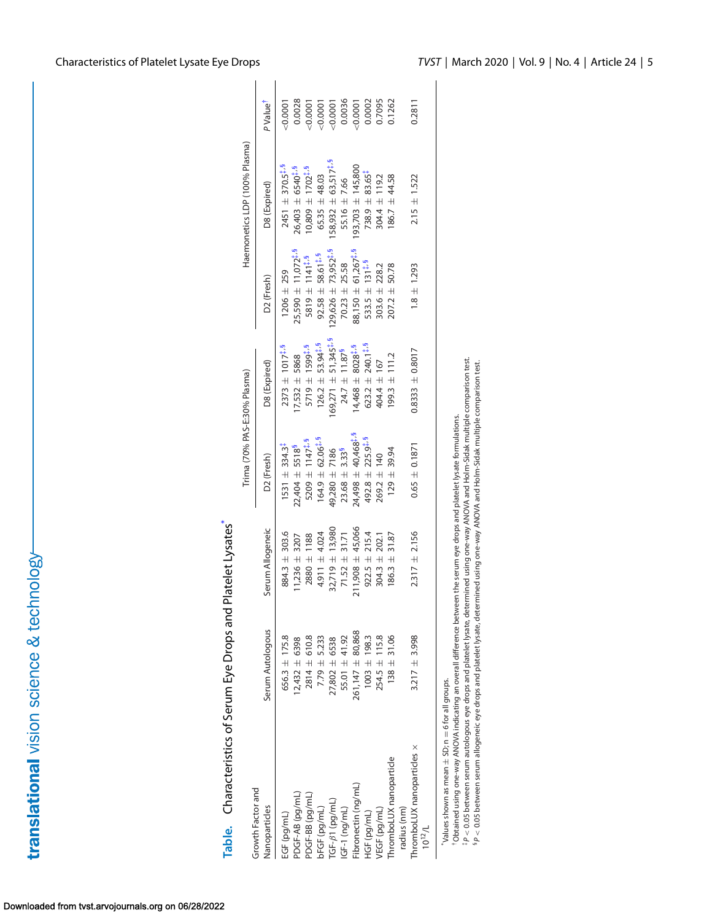**Table.** Characteristics of Serum Eye Drops and Platelet Lysates*

| Growth Factor and Nanoparticles | Serum Autologous | Serum Allogeneic | Trima (70% PAS-E:30% Plasma) | | Haemonetics LDP (100% Plasma) | | P Value† |
|---|---|---|---|---|---|---|---|
| | | | D2 (Fresh) | D8 (Expired) | D2 (Fresh) | D8 (Expired) | |
| EGF (pg/mL) | 656.3 ± 175.8 | 884.3 ± 303.6 | 1531 ± 334.3‡ | 2373 ± 1017‡,§ | 1206 ± 259 | 2451 ± 370.5‡,§ | <0.0001 |
| PDGF-AB (pg/mL) | 12,432 ± 6398 | 11,236 ± 3207 | 22,404 ± 5518§ | 17,532 ± 5868 | 25,590 ± 11,072‡,§ | 26,403 ± 6540‡,§ | 0.0028 |
| PDGF-BB (pg/mL) | 2814 ± 610.8 | 2880 ± 1188 | 5209 ± 1147‡,§ | 5719 ± 1599‡,§ | 5819 ± 1141‡,§ | 10,809 ± 1702‡,§ | <0.0001 |
| bFGF (pg/mL) | 7.79 ± 5.233 | 4.911 ± 4.024 | 164.9 ± 62.06‡,§ | 126.2 ± 53.94‡,§ | 92.58 ± 58.61‡,§ | 65.35 ± 48.03 | <0.0001 |
| TGF-β1 (pg/mL) | 27,802 ± 6538 | 32,719 ± 13,980 | 49,280 ± 7186 | 169,271 ± 51,345‡,§ | 129,626 ± 73,952‡,§ | 158,932 ± 63,517‡,§ | <0.0001 |
| IGF-1 (ng/mL) | 55.01 ± 41.92 | 71.52 ± 31.71 | 23.68 ± 3.33§ | 24.7 ± 11.87§ | 70.23 ± 25.58 | 55.16 ± 7.66 | 0.0036 |
| Fibronectin (ng/mL) | 261,147 ± 80,868 | 211,908 ± 45,066 | 24,498 ± 40,468‡,§ | 14,468 ± 8028‡,§ | 88,150 ± 61,267‡,§ | 193,703 ± 145,800 | <0.0001 |
| HGF (pg/mL) | 1003 ± 198.3 | 922.5 ± 215.4 | 492.8 ± 225.9‡,§ | 623.2 ± 240.1‡,§ | 533.5 ± 131‡,§ | 738.9 ± 83.65‡ | 0.0002 |
| VEGF (pg/mL) | 254.5 ± 115.8 | 304.3 ± 202.1 | 269.2 ± 140 | 404.4 ± 167 | 303.6 ± 228.2 | 304.4 ± 119.2 | 0.7095 |
| ThromboLUX nanoparticle radius (nm) | 138 ± 31.06 | 186.3 ± 31.87 | 129 ± 39.94 | 199.3 ± 111.2 | 207.2 ± 50.78 | 186.7 ± 44.58 | 0.1262 |
| ThromboLUX nanoparticles × $10^{12}$/L | 3.217 ± 3.998 | 2.317 ± 2.156 | 0.65 ± 0.1871 | 0.8333 ± 0.8017 | 1.8 ± 1.293 | 2.15 ± 1.522 | 0.2811 |

*Values shown as mean ± SD; n = 6 for all groups.
†Obtained using one-way ANOVA indicating an overall difference between the serum eye drops and platelet lysate formulations.
‡$P < 0.05$ between serum autologous eye drops and platelet lysate, determined using one-way ANOVA and Holm-Sidak multiple comparison test.
§$P < 0.05$ between serum allogeneic eye drops and platelet lysate, determined using one-way ANOVA and Holm-Sidak multiple comparison test.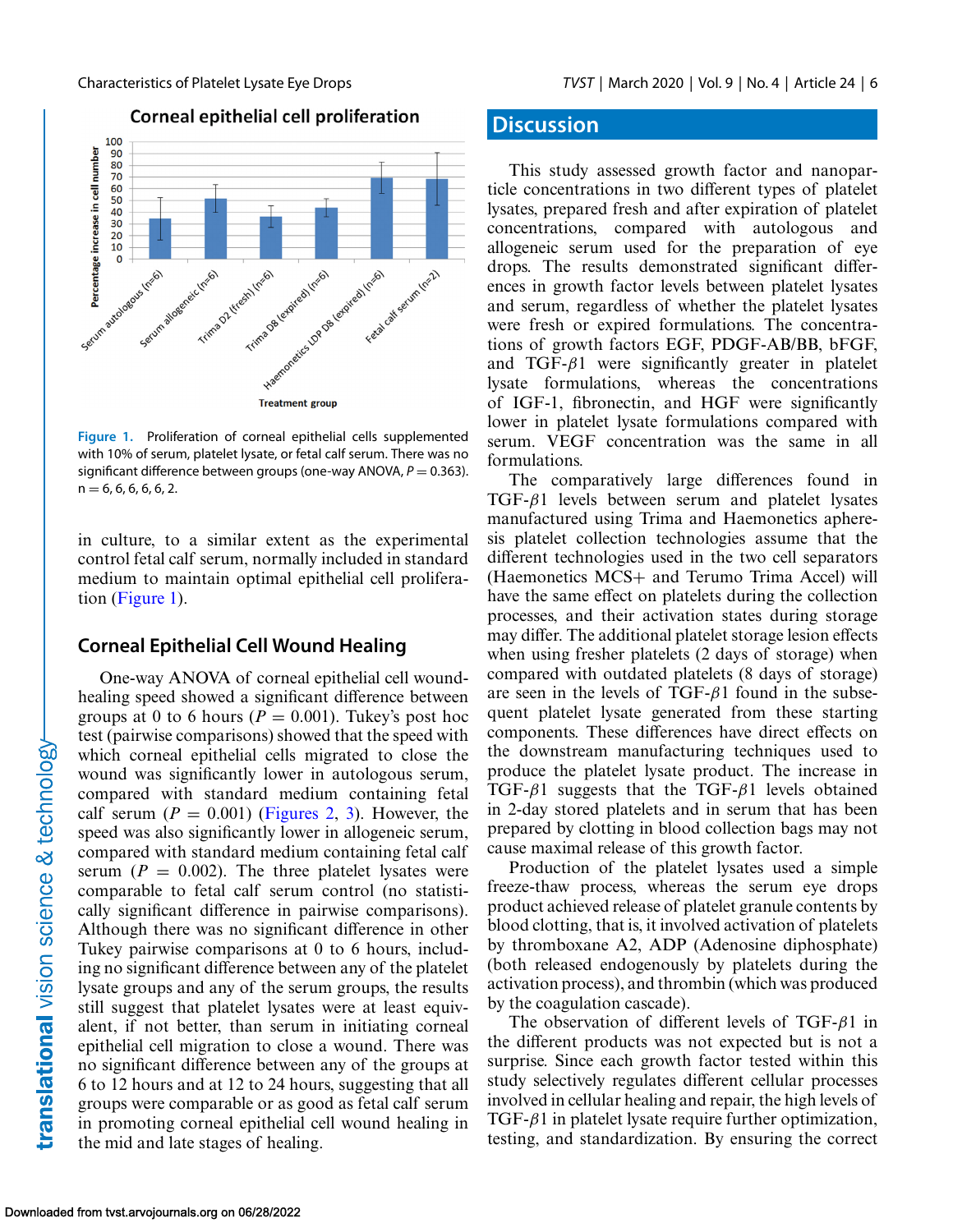Figure 1. Proliferation of corneal epithelial cells supplemented with 10% of serum, platelet lysate, or fetal calf serum. There was no significant difference between groups (one-way ANOVA, $P = 0.363$). n = 6, 6, 6, 6, 6, 2.

in culture, to a similar extent as the experimental control fetal calf serum, normally included in standard medium to maintain optimal epithelial cell proliferation (Figure 1).

## Corneal Epithelial Cell Wound Healing

One-way ANOVA of corneal epithelial cell wound-healing speed showed a significant difference between groups at 0 to 6 hours ($P = 0.001$). Tukey's post hoc test (pairwise comparisons) showed that the speed with which corneal epithelial cells migrated to close the wound was significantly lower in autologous serum, compared with standard medium containing fetal calf serum ($P = 0.001$) (Figures 2, 3). However, the speed was also significantly lower in allogeneic serum, compared with standard medium containing fetal calf serum ($P = 0.002$). The three platelet lysates were comparable to fetal calf serum control (no statistically significant difference in pairwise comparisons). Although there was no significant difference in other Tukey pairwise comparisons at 0 to 6 hours, including no significant difference between any of the platelet lysate groups and any of the serum groups, the results still suggest that platelet lysates were at least equivalent, if not better, than serum in initiating corneal epithelial cell migration to close a wound. There was no significant difference between any of the groups at 6 to 12 hours and at 12 to 24 hours, suggesting that all groups were comparable or as good as fetal calf serum in promoting corneal epithelial cell wound healing in the mid and late stages of healing.

# Discussion

This study assessed growth factor and nanoparticle concentrations in two different types of platelet lysates, prepared fresh and after expiration of platelet concentrations, compared with autologous and allogeneic serum used for the preparation of eye drops. The results demonstrated significant differences in growth factor levels between platelet lysates and serum, regardless of whether the platelet lysates were fresh or expired formulations. The concentrations of growth factors EGF, PDGF-AB/BB, bFGF, and TGF-$\beta$1 were significantly greater in platelet lysate formulations, whereas the concentrations of IGF-1, fibronectin, and HGF were significantly lower in platelet lysate formulations compared with serum. VEGF concentration was the same in all formulations.

The comparatively large differences found in TGF-$\beta$1 levels between serum and platelet lysates manufactured using Trima and Haemonetics apheresis platelet collection technologies assume that the different technologies used in the two cell separators (Haemonetics MCS+ and Terumo Trima Accel) will have the same effect on platelets during the collection processes, and their activation states during storage may differ. The additional platelet storage lesion effects when using fresher platelets (2 days of storage) when compared with outdated platelets (8 days of storage) are seen in the levels of TGF-$\beta$1 found in the subsequent platelet lysate generated from these starting components. These differences have direct effects on the downstream manufacturing techniques used to produce the platelet lysate product. The increase in TGF-$\beta$1 suggests that the TGF-$\beta$1 levels obtained in 2-day stored platelets and in serum that has been prepared by clotting in blood collection bags may not cause maximal release of this growth factor.

Production of the platelet lysates used a simple freeze-thaw process, whereas the serum eye drops product achieved release of platelet granule contents by blood clotting, that is, it involved activation of platelets by thromboxane A2, ADP (Adenosine diphosphate) (both released endogenously by platelets during the activation process), and thrombin (which was produced by the coagulation cascade).

The observation of different levels of TGF-$\beta$1 in the different products was not expected but is not a surprise. Since each growth factor tested within this study selectively regulates different cellular processes involved in cellular healing and repair, the high levels of TGF-$\beta$1 in platelet lysate require further optimization, testing, and standardization. By ensuring the correct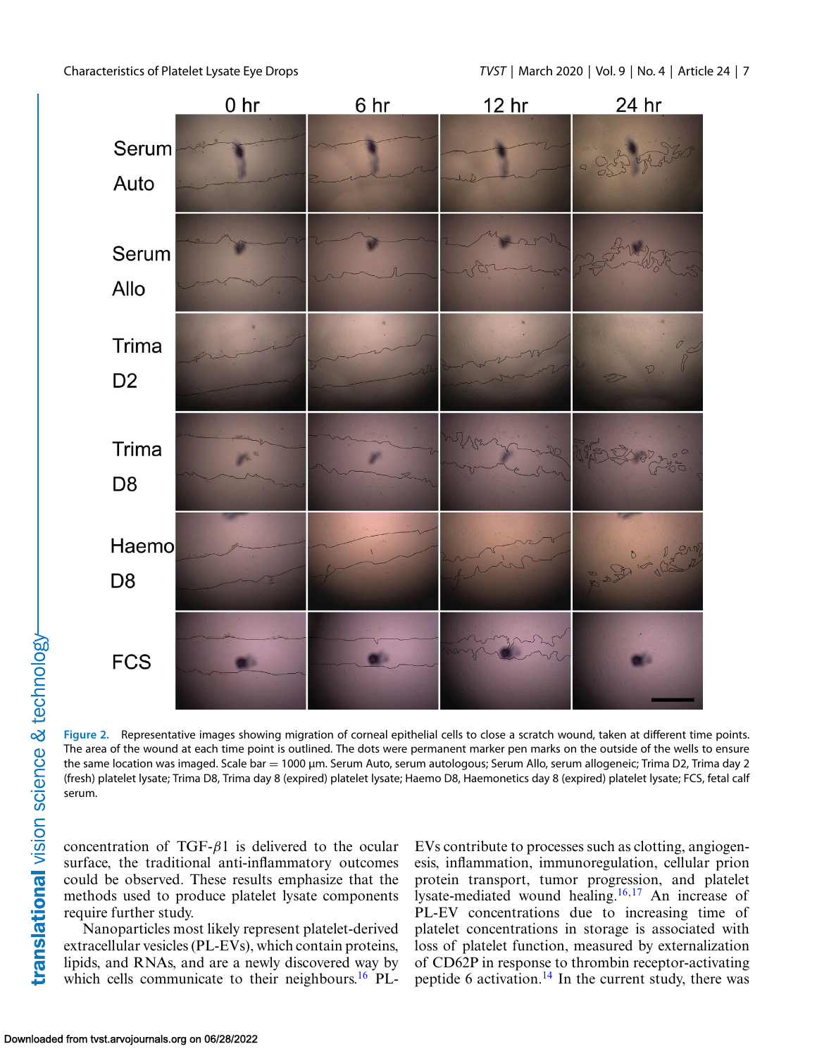Figure 2. Representative images showing migration of corneal epithelial cells to close a scratch wound, taken at different time points. The area of the wound at each time point is outlined. The dots were permanent marker pen marks on the outside of the wells to ensure the same location was imaged. Scale bar = 1000 µm. Serum Auto, serum autologous; Serum Allo, serum allogeneic; Trima D2, Trima day 2 (fresh) platelet lysate; Trima D8, Trima day 8 (expired) platelet lysate; Haemo D8, Haemonetics day 8 (expired) platelet lysate; FCS, fetal calf serum.

concentration of TGF-$\beta$1 is delivered to the ocular surface, the traditional anti-inflammatory outcomes could be observed. These results emphasize that the methods used to produce platelet lysate components require further study.

Nanoparticles most likely represent platelet-derived extracellular vesicles (PL-EVs), which contain proteins, lipids, and RNAs, and are a newly discovered way by which cells communicate to their neighbours.[16] PL-EVs contribute to processes such as clotting, angiogenesis, inflammation, immunoregulation, cellular prion protein transport, tumor progression, and platelet lysate-mediated wound healing.[16,17] An increase of PL-EV concentrations due to increasing time of platelet concentrations in storage is associated with loss of platelet function, measured by externalization of CD62P in response to thrombin receptor-activating peptide 6 activation.[14] In the current study, there was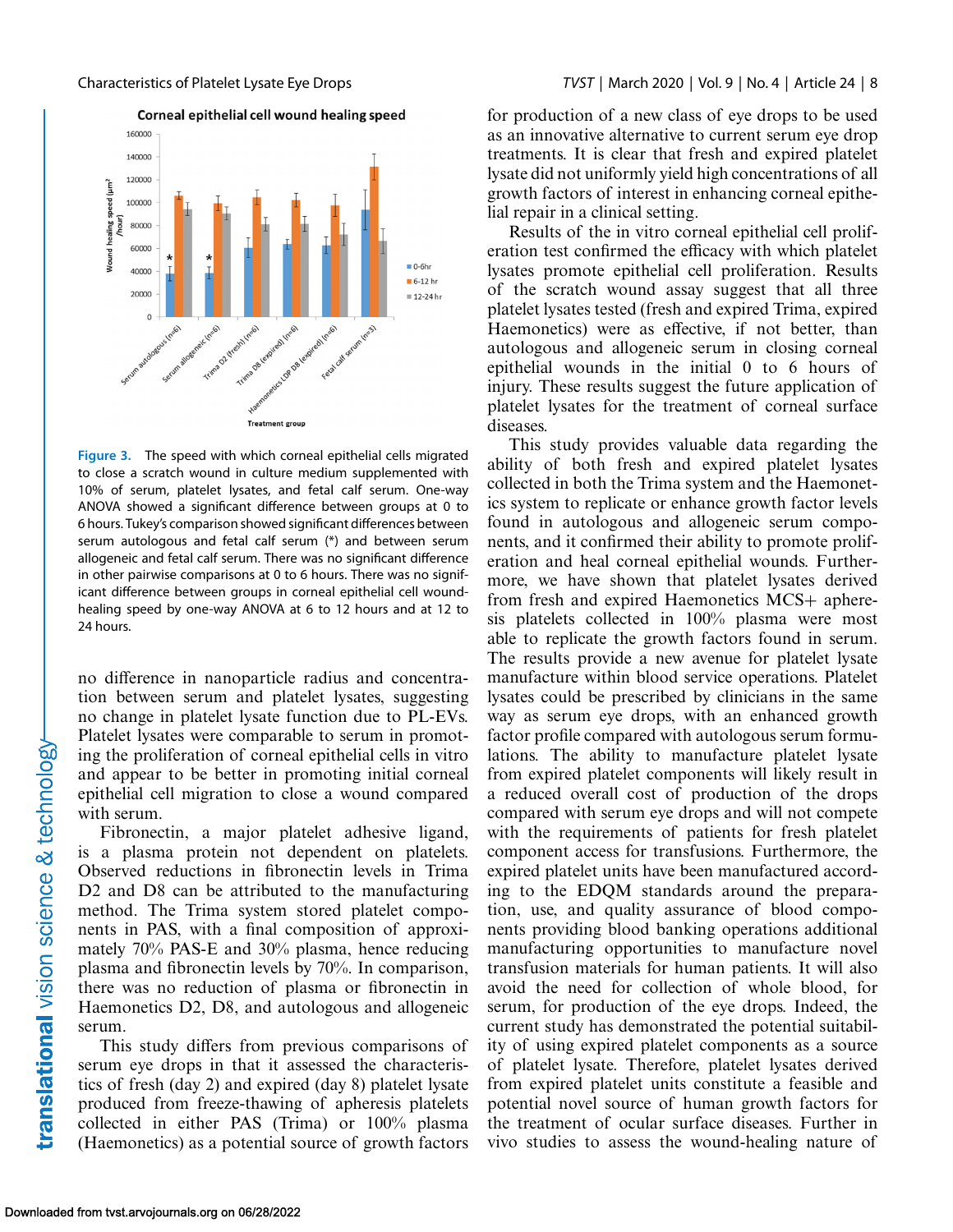Figure 3. The speed with which corneal epithelial cells migrated to close a scratch wound in culture medium supplemented with 10% of serum, platelet lysates, and fetal calf serum. One-way ANOVA showed a significant difference between groups at 0 to 6 hours. Tukey's comparison showed significant differences between serum autologous and fetal calf serum (*) and between serum allogeneic and fetal calf serum. There was no significant difference in other pairwise comparisons at 0 to 6 hours. There was no significant difference between groups in corneal epithelial cell wound-healing speed by one-way ANOVA at 6 to 12 hours and at 12 to 24 hours.

no difference in nanoparticle radius and concentration between serum and platelet lysates, suggesting no change in platelet lysate function due to PL-EVs. Platelet lysates were comparable to serum in promoting the proliferation of corneal epithelial cells in vitro and appear to be better in promoting initial corneal epithelial cell migration to close a wound compared with serum.

Fibronectin, a major platelet adhesive ligand, is a plasma protein not dependent on platelets. Observed reductions in fibronectin levels in Trima D2 and D8 can be attributed to the manufacturing method. The Trima system stored platelet components in PAS, with a final composition of approximately 70% PAS-E and 30% plasma, hence reducing plasma and fibronectin levels by 70%. In comparison, there was no reduction of plasma or fibronectin in Haemonetics D2, D8, and autologous and allogeneic serum.

This study differs from previous comparisons of serum eye drops in that it assessed the characteristics of fresh (day 2) and expired (day 8) platelet lysate produced from freeze-thawing of apheresis platelets collected in either PAS (Trima) or 100% plasma (Haemonetics) as a potential source of growth factors for production of a new class of eye drops to be used as an innovative alternative to current serum eye drop treatments. It is clear that fresh and expired platelet lysate did not uniformly yield high concentrations of all growth factors of interest in enhancing corneal epithelial repair in a clinical setting.

Results of the in vitro corneal epithelial cell proliferation test confirmed the efficacy with which platelet lysates promote epithelial cell proliferation. Results of the scratch wound assay suggest that all three platelet lysates tested (fresh and expired Trima, expired Haemonetics) were as effective, if not better, than autologous and allogeneic serum in closing corneal epithelial wounds in the initial 0 to 6 hours of injury. These results suggest the future application of platelet lysates for the treatment of corneal surface diseases.

This study provides valuable data regarding the ability of both fresh and expired platelet lysates collected in both the Trima system and the Haemonetics system to replicate or enhance growth factor levels found in autologous and allogeneic serum components, and it confirmed their ability to promote proliferation and heal corneal epithelial wounds. Furthermore, we have shown that platelet lysates derived from fresh and expired Haemonetics MCS+ apheresis platelets collected in 100% plasma were most able to replicate the growth factors found in serum. The results provide a new avenue for platelet lysate manufacture within blood service operations. Platelet lysates could be prescribed by clinicians in the same way as serum eye drops, with an enhanced growth factor profile compared with autologous serum formulations. The ability to manufacture platelet lysate from expired platelet components will likely result in a reduced overall cost of production of the drops compared with serum eye drops and will not compete with the requirements of patients for fresh platelet component access for transfusions. Furthermore, the expired platelet units have been manufactured according to the EDQM standards around the preparation, use, and quality assurance of blood components providing blood banking operations additional manufacturing opportunities to manufacture novel transfusion materials for human patients. It will also avoid the need for collection of whole blood, for serum, for production of the eye drops. Indeed, the current study has demonstrated the potential suitability of using expired platelet components as a source of platelet lysate. Therefore, platelet lysates derived from expired platelet units constitute a feasible and potential novel source of human growth factors for the treatment of ocular surface diseases. Further in vivo studies to assess the wound-healing nature of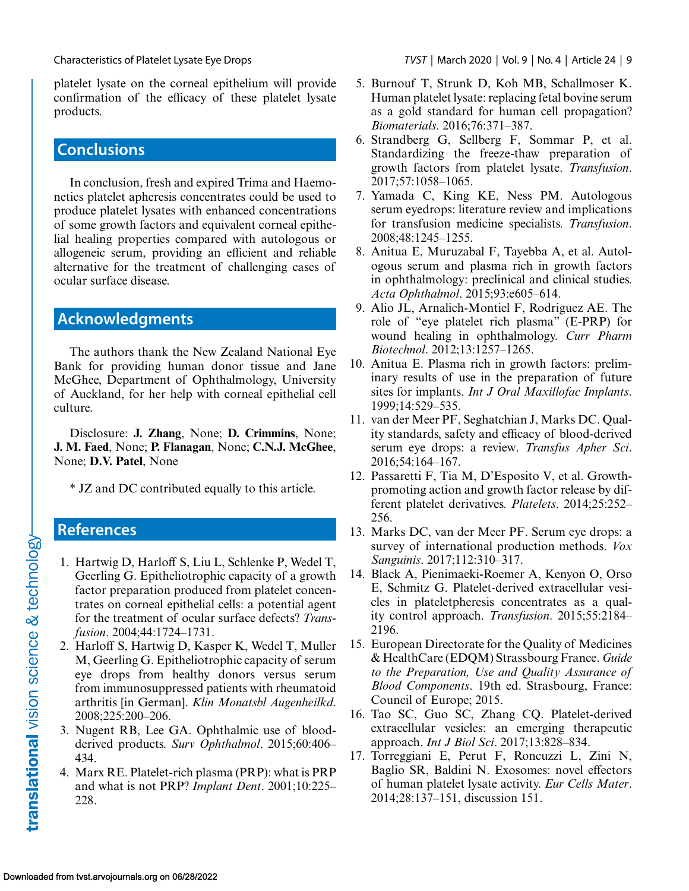platelet lysate on the corneal epithelium will provide confirmation of the efficacy of these platelet lysate products.

## Conclusions

In conclusion, fresh and expired Trima and Haemonetics platelet apheresis concentrates could be used to produce platelet lysates with enhanced concentrations of some growth factors and equivalent corneal epithelial healing properties compared with autologous or allogeneic serum, providing an efficient and reliable alternative for the treatment of challenging cases of ocular surface disease.

## Acknowledgments

The authors thank the New Zealand National Eye Bank for providing human donor tissue and Jane McGhee, Department of Ophthalmology, University of Auckland, for her help with corneal epithelial cell culture.

Disclosure: **J. Zhang**, None; **D. Crimmins**, None; **J. M. Faed**, None; **P. Flanagan**, None; **C.N.J. McGhee**, None; **D.V. Patel**, None

* JZ and DC contributed equally to this article.

## References

1. Hartwig D, Harloff S, Liu L, Schlenke P, Wedel T, Geerling G. Epitheliotrophic capacity of a growth factor preparation produced from platelet concentrates on corneal epithelial cells: a potential agent for the treatment of ocular surface defects? *Transfusion*. 2004;44:1724–1731.
2. Harloff S, Hartwig D, Kasper K, Wedel T, Muller M, Geerling G. Epitheliotrophic capacity of serum eye drops from healthy donors versus serum from immunosuppressed patients with rheumatoid arthritis [in German]. *Klin Monatsbl Augenheilkd*. 2008;225:200–206.
3. Nugent RB, Lee GA. Ophthalmic use of blood-derived products. *Surv Ophthalmol*. 2015;60:406–434.
4. Marx RE. Platelet-rich plasma (PRP): what is PRP and what is not PRP? *Implant Dent*. 2001;10:225–228.
5. Burnouf T, Strunk D, Koh MB, Schallmoser K. Human platelet lysate: replacing fetal bovine serum as a gold standard for human cell propagation? *Biomaterials*. 2016;76:371–387.
6. Strandberg G, Sellberg F, Sommar P, et al. Standardizing the freeze-thaw preparation of growth factors from platelet lysate. *Transfusion*. 2017;57:1058–1065.
7. Yamada C, King KE, Ness PM. Autologous serum eyedrops: literature review and implications for transfusion medicine specialists. *Transfusion*. 2008;48:1245–1255.
8. Anitua E, Muruzabal F, Tayebba A, et al. Autologous serum and plasma rich in growth factors in ophthalmology: preclinical and clinical studies. *Acta Ophthalmol*. 2015;93:e605–614.
9. Alio JL, Arnalich-Montiel F, Rodriguez AE. The role of "eye platelet rich plasma" (E-PRP) for wound healing in ophthalmology. *Curr Pharm Biotechnol*. 2012;13:1257–1265.
10. Anitua E. Plasma rich in growth factors: preliminary results of use in the preparation of future sites for implants. *Int J Oral Maxillofac Implants*. 1999;14:529–535.
11. van der Meer PF, Seghatchian J, Marks DC. Quality standards, safety and efficacy of blood-derived serum eye drops: a review. *Transfus Apher Sci*. 2016;54:164–167.
12. Passaretti F, Tia M, D'Esposito V, et al. Growth-promoting action and growth factor release by different platelet derivatives. *Platelets*. 2014;25:252–256.
13. Marks DC, van der Meer PF. Serum eye drops: a survey of international production methods. *Vox Sanguinis*. 2017;112:310–317.
14. Black A, Pienimaeki-Roemer A, Kenyon O, Orso E, Schmitz G. Platelet-derived extracellular vesicles in plateletpheresis concentrates as a quality control approach. *Transfusion*. 2015;55:2184–2196.
15. European Directorate for the Quality of Medicines & HealthCare (EDQM) Strassbourg France. *Guide to the Preparation, Use and Quality Assurance of Blood Components*. 19th ed. Strasbourg, France: Council of Europe; 2015.
16. Tao SC, Guo SC, Zhang CQ. Platelet-derived extracellular vesicles: an emerging therapeutic approach. *Int J Biol Sci*. 2017;13:828–834.
17. Torreggiani E, Perut F, Roncuzzi L, Zini N, Baglio SR, Baldini N. Exosomes: novel effectors of human platelet lysate activity. *Eur Cells Mater*. 2014;28:137–151, discussion 151.